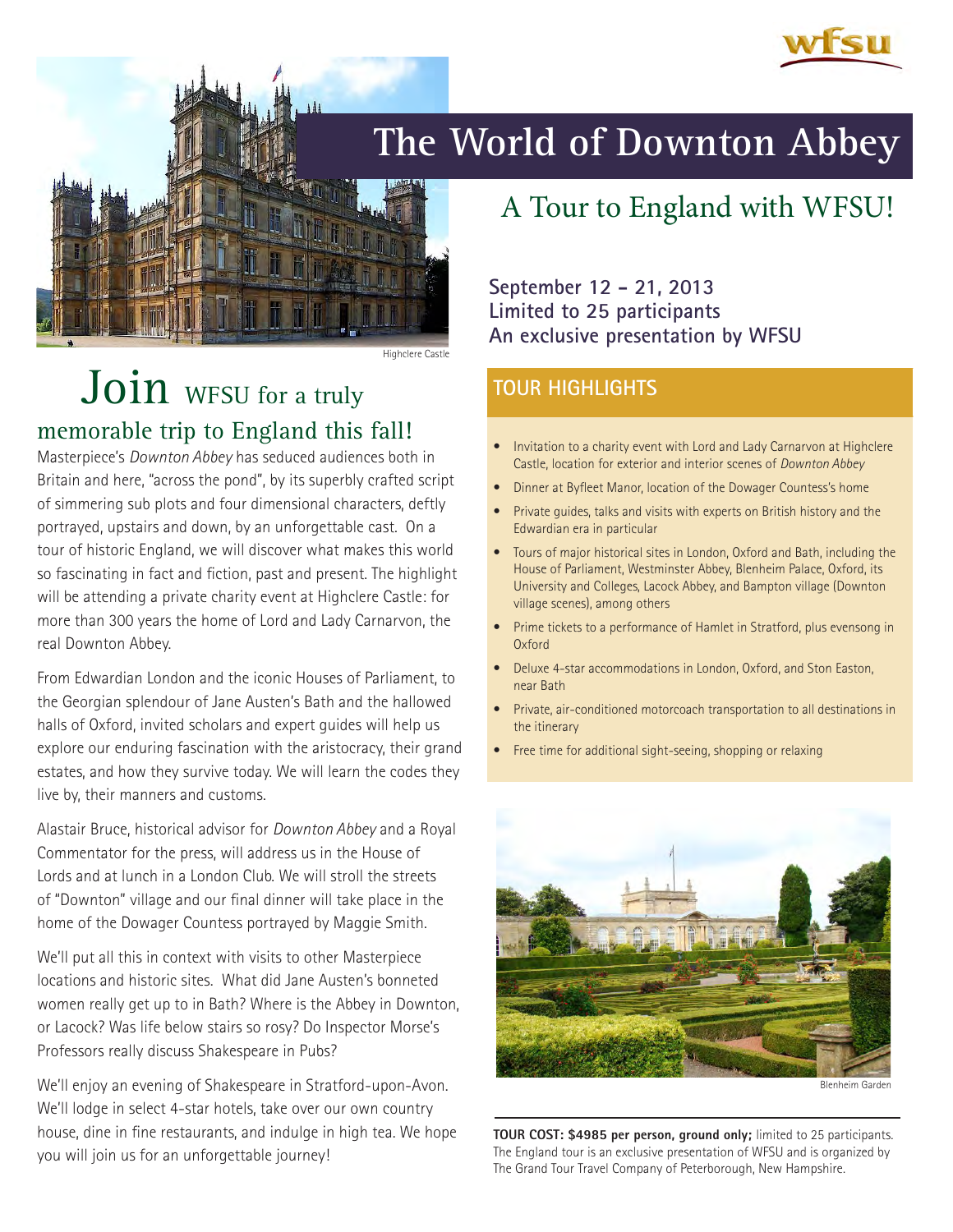wfsu

# The World of Downton Abbey

## A Tour to England with WFSU!

**September 12 - 21, 2013**
**Limited to 25 participants**
**An exclusive presentation by WFSU**

Highclere Castle

## Join WFSU for a truly memorable trip to England this fall!

Masterpiece's *Downton Abbey* has seduced audiences both in Britain and here, "across the pond", by its superbly crafted script of simmering sub plots and four dimensional characters, deftly portrayed, upstairs and down, by an unforgettable cast. On a tour of historic England, we will discover what makes this world so fascinating in fact and fiction, past and present. The highlight will be attending a private charity event at Highclere Castle: for more than 300 years the home of Lord and Lady Carnarvon, the real Downton Abbey.

From Edwardian London and the iconic Houses of Parliament, to the Georgian splendour of Jane Austen's Bath and the hallowed halls of Oxford, invited scholars and expert guides will help us explore our enduring fascination with the aristocracy, their grand estates, and how they survive today. We will learn the codes they live by, their manners and customs.

Alastair Bruce, historical advisor for *Downton Abbey* and a Royal Commentator for the press, will address us in the House of Lords and at lunch in a London Club. We will stroll the streets of "Downton" village and our final dinner will take place in the home of the Dowager Countess portrayed by Maggie Smith.

We'll put all this in context with visits to other Masterpiece locations and historic sites. What did Jane Austen's bonneted women really get up to in Bath? Where is the Abbey in Downton, or Lacock? Was life below stairs so rosy? Do Inspector Morse's Professors really discuss Shakespeare in Pubs?

We'll enjoy an evening of Shakespeare in Stratford-upon-Avon. We'll lodge in select 4-star hotels, take over our own country house, dine in fine restaurants, and indulge in high tea. We hope you will join us for an unforgettable journey!

### TOUR HIGHLIGHTS

- Invitation to a charity event with Lord and Lady Carnarvon at Highclere Castle, location for exterior and interior scenes of *Downton Abbey*
- Dinner at Byfleet Manor, location of the Dowager Countess's home
- Private guides, talks and visits with experts on British history and the Edwardian era in particular
- Tours of major historical sites in London, Oxford and Bath, including the House of Parliament, Westminster Abbey, Blenheim Palace, Oxford, its University and Colleges, Lacock Abbey, and Bampton village (Downton village scenes), among others
- Prime tickets to a performance of Hamlet in Stratford, plus evensong in Oxford
- Deluxe 4-star accommodations in London, Oxford, and Ston Easton, near Bath
- Private, air-conditioned motorcoach transportation to all destinations in the itinerary
- Free time for additional sight-seeing, shopping or relaxing

Blenheim Garden

**TOUR COST: $4985 per person, ground only;** limited to 25 participants. The England tour is an exclusive presentation of WFSU and is organized by The Grand Tour Travel Company of Peterborough, New Hampshire.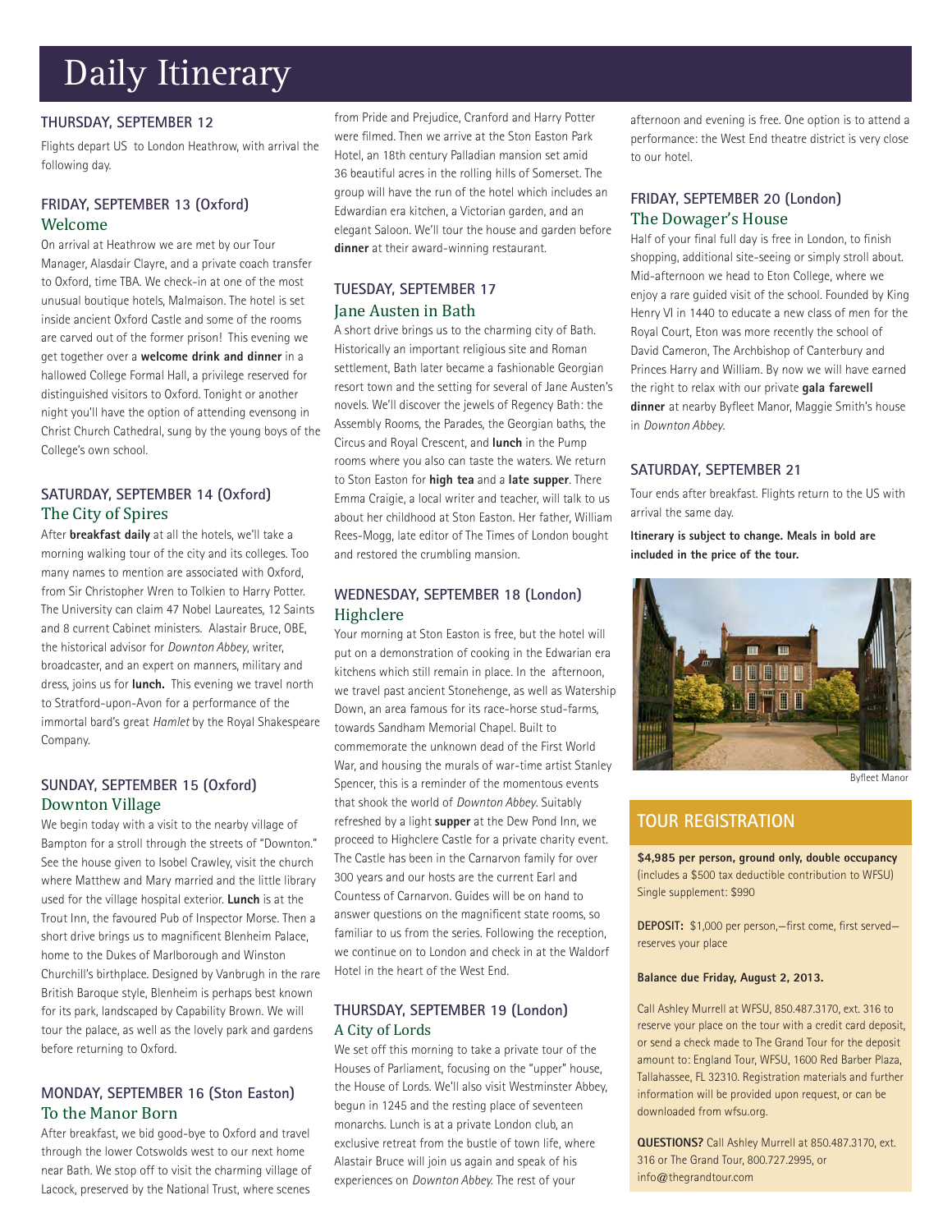# Daily Itinerary

### THURSDAY, SEPTEMBER 12

Flights depart US to London Heathrow, with arrival the following day.

### FRIDAY, SEPTEMBER 13 (Oxford)
## Welcome

On arrival at Heathrow we are met by our Tour Manager, Alasdair Clayre, and a private coach transfer to Oxford, time TBA. We check-in at one of the most unusual boutique hotels, Malmaison. The hotel is set inside ancient Oxford Castle and some of the rooms are carved out of the former prison! This evening we get together over a **welcome drink and dinner** in a hallowed College Formal Hall, a privilege reserved for distinguished visitors to Oxford. Tonight or another night you'll have the option of attending evensong in Christ Church Cathedral, sung by the young boys of the College's own school.

### SATURDAY, SEPTEMBER 14 (Oxford)
## The City of Spires

After **breakfast daily** at all the hotels, we'll take a morning walking tour of the city and its colleges. Too many names to mention are associated with Oxford, from Sir Christopher Wren to Tolkien to Harry Potter. The University can claim 47 Nobel Laureates, 12 Saints and 8 current Cabinet ministers. Alastair Bruce, OBE, the historical advisor for *Downton Abbey*, writer, broadcaster, and an expert on manners, military and dress, joins us for **lunch.** This evening we travel north to Stratford-upon-Avon for a performance of the immortal bard's great *Hamlet* by the Royal Shakespeare Company.

### SUNDAY, SEPTEMBER 15 (Oxford)
## Downton Village

We begin today with a visit to the nearby village of Bampton for a stroll through the streets of "Downton." See the house given to Isobel Crawley, visit the church where Matthew and Mary married and the little library used for the village hospital exterior. **Lunch** is at the Trout Inn, the favoured Pub of Inspector Morse. Then a short drive brings us to magnificent Blenheim Palace, home to the Dukes of Marlborough and Winston Churchill's birthplace. Designed by Vanbrugh in the rare British Baroque style, Blenheim is perhaps best known for its park, landscaped by Capability Brown. We will tour the palace, as well as the lovely park and gardens before returning to Oxford.

### MONDAY, SEPTEMBER 16 (Ston Easton)
## To the Manor Born

After breakfast, we bid good-bye to Oxford and travel through the lower Cotswolds west to our next home near Bath. We stop off to visit the charming village of Lacock, preserved by the National Trust, where scenes from Pride and Prejudice, Cranford and Harry Potter were filmed. Then we arrive at the Ston Easton Park Hotel, an 18th century Palladian mansion set amid 36 beautiful acres in the rolling hills of Somerset. The group will have the run of the hotel which includes an Edwardian era kitchen, a Victorian garden, and an elegant Saloon. We'll tour the house and garden before **dinner** at their award-winning restaurant.

### TUESDAY, SEPTEMBER 17
## Jane Austen in Bath

A short drive brings us to the charming city of Bath. Historically an important religious site and Roman settlement, Bath later became a fashionable Georgian resort town and the setting for several of Jane Austen's novels. We'll discover the jewels of Regency Bath: the Assembly Rooms, the Parades, the Georgian baths, the Circus and Royal Crescent, and **lunch** in the Pump rooms where you also can taste the waters. We return to Ston Easton for **high tea** and a **late supper**. There Emma Craigie, a local writer and teacher, will talk to us about her childhood at Ston Easton. Her father, William Rees-Mogg, late editor of The Times of London bought and restored the crumbling mansion.

### WEDNESDAY, SEPTEMBER 18 (London)
## Highclere

Your morning at Ston Easton is free, but the hotel will put on a demonstration of cooking in the Edwarian era kitchens which still remain in place. In the afternoon, we travel past ancient Stonehenge, as well as Watership Down, an area famous for its race-horse stud-farms, towards Sandham Memorial Chapel. Built to commemorate the unknown dead of the First World War, and housing the murals of war-time artist Stanley Spencer, this is a reminder of the momentous events that shook the world of *Downton Abbey*. Suitably refreshed by a light **supper** at the Dew Pond Inn, we proceed to Highclere Castle for a private charity event. The Castle has been in the Carnarvon family for over 300 years and our hosts are the current Earl and Countess of Carnarvon. Guides will be on hand to answer questions on the magnificent state rooms, so familiar to us from the series. Following the reception, we continue on to London and check in at the Waldorf Hotel in the heart of the West End.

### THURSDAY, SEPTEMBER 19 (London)
## A City of Lords

We set off this morning to take a private tour of the Houses of Parliament, focusing on the "upper" house, the House of Lords. We'll also visit Westminster Abbey, begun in 1245 and the resting place of seventeen monarchs. Lunch is at a private London club, an exclusive retreat from the bustle of town life, where Alastair Bruce will join us again and speak of his experiences on *Downton Abbey*. The rest of your afternoon and evening is free. One option is to attend a performance: the West End theatre district is very close to our hotel.

### FRIDAY, SEPTEMBER 20 (London)
## The Dowager's House

Half of your final full day is free in London, to finish shopping, additional site-seeing or simply stroll about. Mid-afternoon we head to Eton College, where we enjoy a rare guided visit of the school. Founded by King Henry VI in 1440 to educate a new class of men for the Royal Court, Eton was more recently the school of David Cameron, The Archbishop of Canterbury and Princes Harry and William. By now we will have earned the right to relax with our private **gala farewell dinner** at nearby Byfleet Manor, Maggie Smith's house in *Downton Abbey*.

### SATURDAY, SEPTEMBER 21

Tour ends after breakfast. Flights return to the US with arrival the same day.

**Itinerary is subject to change. Meals in bold are included in the price of the tour.**

Byfleet Manor

## TOUR REGISTRATION

**$4,985 per person, ground only, double occupancy** (includes a $500 tax deductible contribution to WFSU)
Single supplement: $990

**DEPOSIT:** $1,000 per person,—first come, first served—reserves your place

**Balance due Friday, August 2, 2013.**

Call Ashley Murrell at WFSU, 850.487.3170, ext. 316 to reserve your place on the tour with a credit card deposit, or send a check made to The Grand Tour for the deposit amount to: England Tour, WFSU, 1600 Red Barber Plaza, Tallahassee, FL 32310. Registration materials and further information will be provided upon request, or can be downloaded from wfsu.org.

**QUESTIONS?** Call Ashley Murrell at 850.487.3170, ext. 316 or The Grand Tour, 800.727.2995, or info@thegrandtour.com